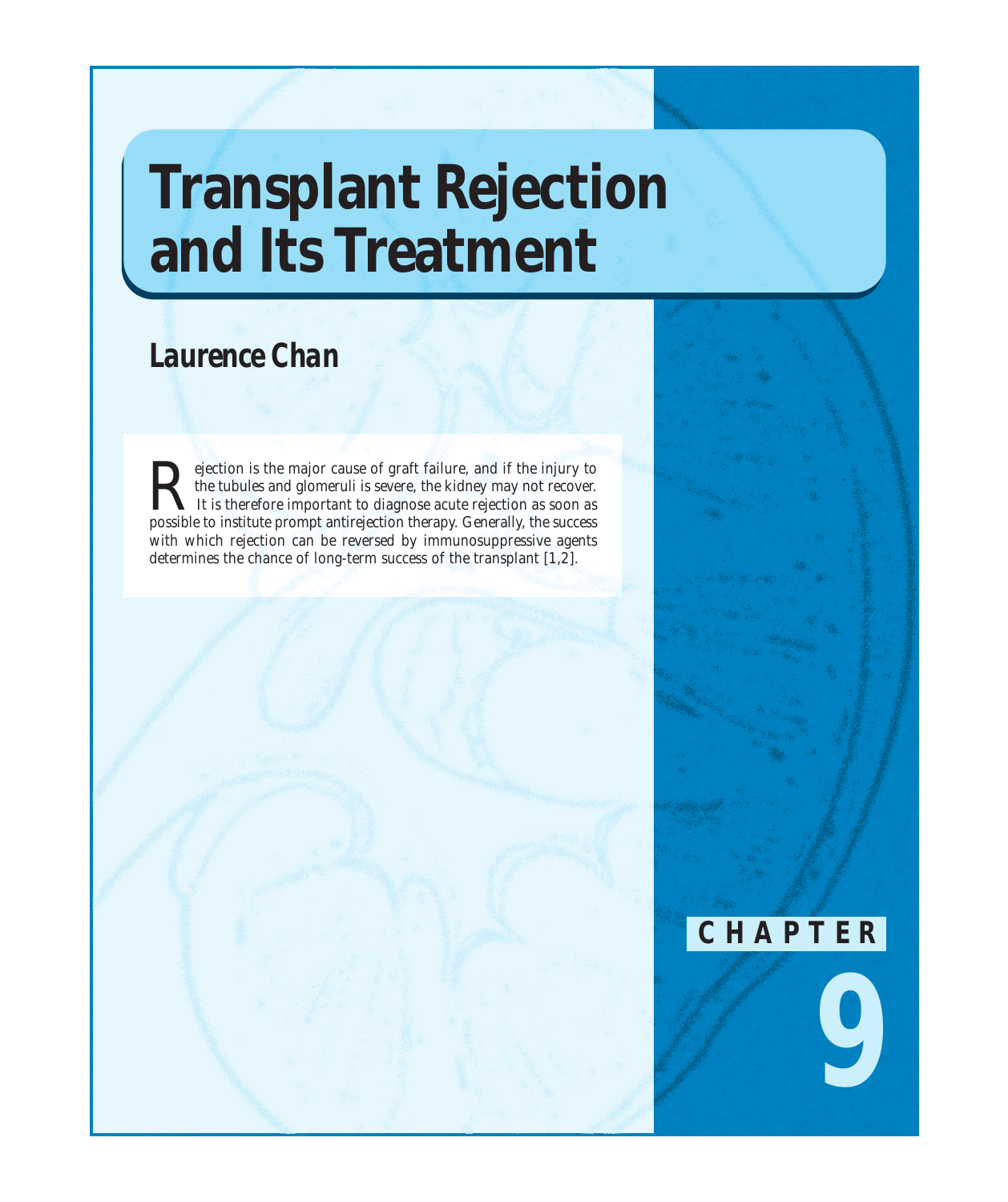# Transplant Rejection and Its Treatment

## Laurence Chan

Rejection is the major cause of graft failure, and if the injury to the tubules and glomeruli is severe, the kidney may not recover. It is therefore important to diagnose acute rejection as soon as possible to institute prompt antirejection therapy. Generally, the success with which rejection can be reversed by immunosuppressive agents determines the chance of long-term success of the transplant [1,2].

CHAPTER

9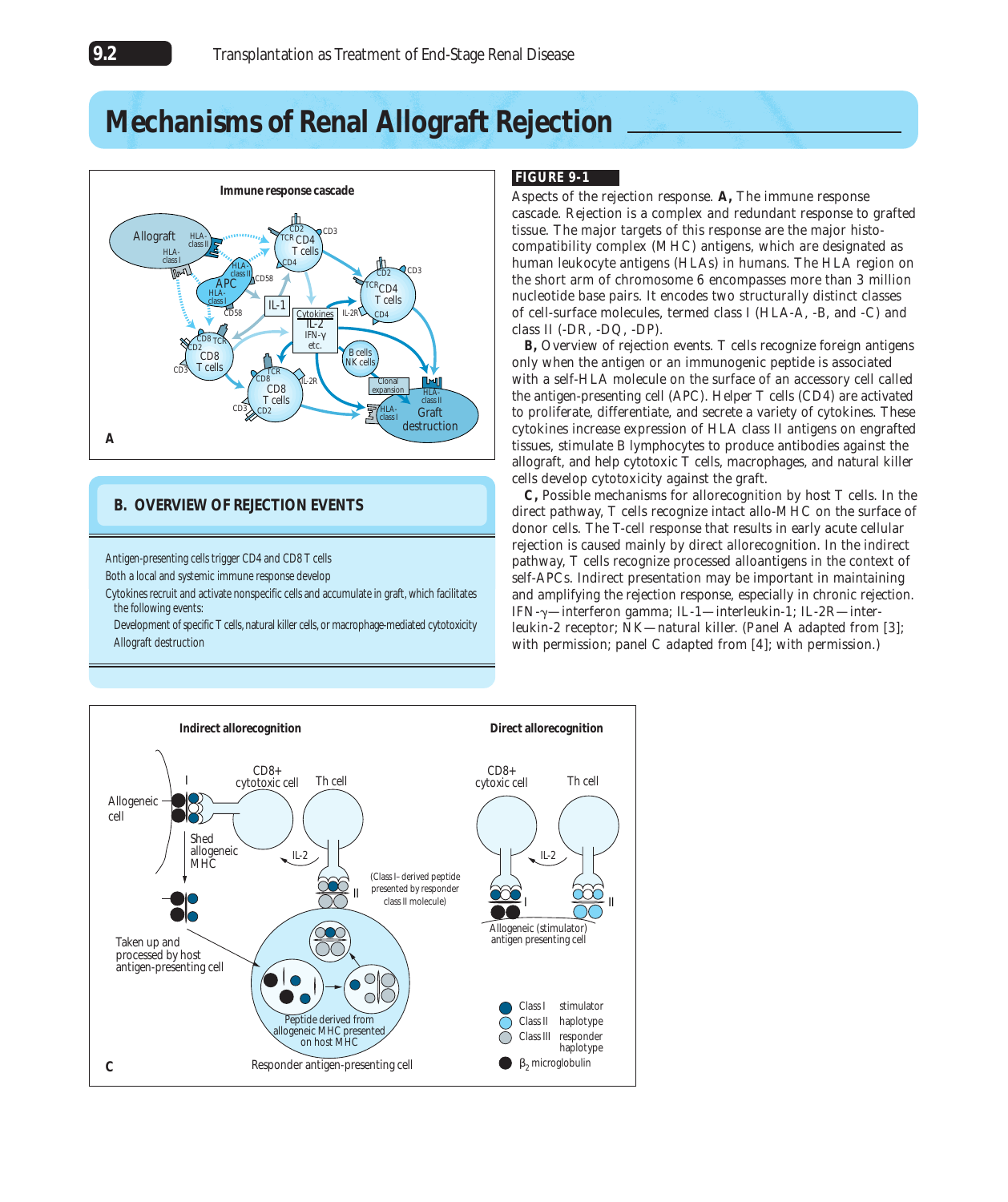# Mechanisms of Renal Allograft Rejection

## B. OVERVIEW OF REJECTION EVENTS

Antigen-presenting cells trigger CD4 and CD8 T cells

Both a local and systemic immune response develop

Cytokines recruit and activate nonspecific cells and accumulate in graft, which facilitates the following events:

- Development of specific T cells, natural killer cells, or macrophage-mediated cytotoxicity
- Allograft destruction

**FIGURE 9-1**

Aspects of the rejection response. **A,** The immune response cascade. Rejection is a complex and redundant response to grafted tissue. The major targets of this response are the major histocompatibility complex (MHC) antigens, which are designated as human leukocyte antigens (HLAs) in humans. The HLA region on the short arm of chromosome 6 encompasses more than 3 million nucleotide base pairs. It encodes two structurally distinct classes of cell-surface molecules, termed class I (HLA-A, -B, and -C) and class II (-DR, -DQ, -DP).

**B,** Overview of rejection events. T cells recognize foreign antigens only when the antigen or an immunogenic peptide is associated with a self-HLA molecule on the surface of an accessory cell called the antigen-presenting cell (APC). Helper T cells (CD4) are activated to proliferate, differentiate, and secrete a variety of cytokines. These cytokines increase expression of HLA class II antigens on engrafted tissues, stimulate B lymphocytes to produce antibodies against the allograft, and help cytotoxic T cells, macrophages, and natural killer cells develop cytotoxicity against the graft.

**C,** Possible mechanisms for allorecognition by host T cells. In the direct pathway, T cells recognize intact allo-MHC on the surface of donor cells. The T-cell response that results in early acute cellular rejection is caused mainly by direct allorecognition. In the indirect pathway, T cells recognize processed alloantigens in the context of self-APCs. Indirect presentation may be important in maintaining and amplifying the rejection response, especially in chronic rejection. IFN-γ—interferon gamma; IL-1—interleukin-1; IL-2R—interleukin-2 receptor; NK—natural killer. (Panel A adapted from [3]; with permission; panel C adapted from [4]; with permission.)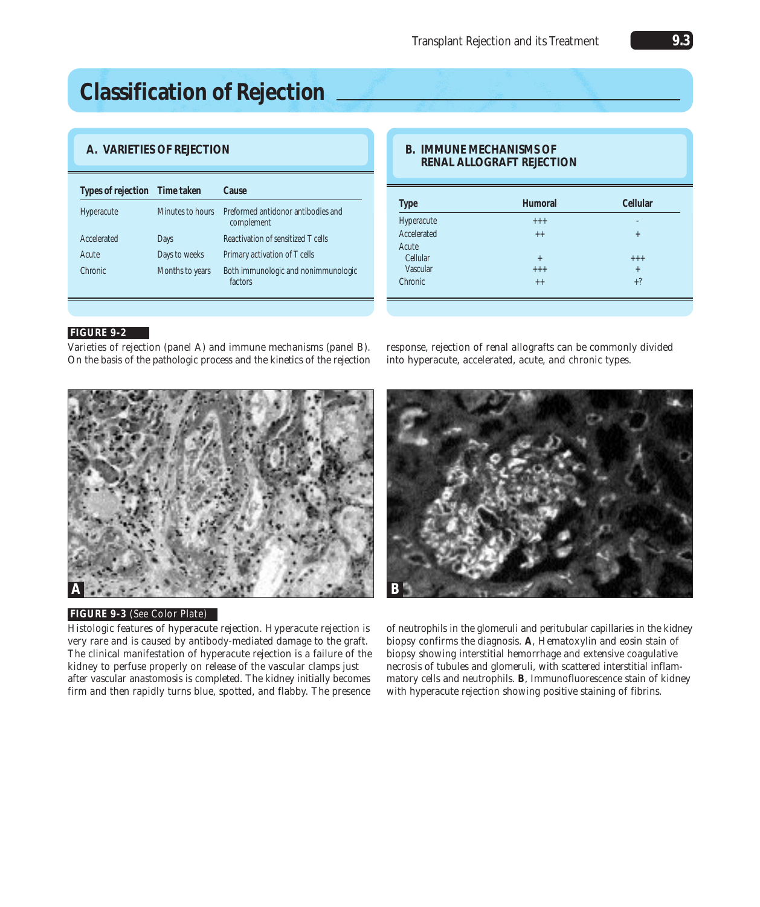# Classification of Rejection

### A. VARIETIES OF REJECTION

| Types of rejection | Time taken | Cause |
|---|---|---|
| Hyperacute | Minutes to hours | Preformed antidonor antibodies and complement |
| Accelerated | Days | Reactivation of sensitized T cells |
| Acute | Days to weeks | Primary activation of T cells |
| Chronic | Months to years | Both immunologic and nonimmunologic factors |

### B. IMMUNE MECHANISMS OF RENAL ALLOGRAFT REJECTION

| Type | Humoral | Cellular |
|---|---|---|
| Hyperacute | +++ | - |
| Accelerated | ++ | + |
| Acute | | |
| Cellular | + | +++ |
| Vascular | +++ | + |
| Chronic | ++ | +? |

**FIGURE 9-2**

Varieties of rejection (panel A) and immune mechanisms (panel B). On the basis of the pathologic process and the kinetics of the rejection response, rejection of renal allografts can be commonly divided into hyperacute, accelerated, acute, and chronic types.

**FIGURE 9-3** (See Color Plate)

Histologic features of hyperacute rejection. Hyperacute rejection is very rare and is caused by antibody-mediated damage to the graft. The clinical manifestation of hyperacute rejection is a failure of the kidney to perfuse properly on release of the vascular clamps just after vascular anastomosis is completed. The kidney initially becomes firm and then rapidly turns blue, spotted, and flabby. The presence of neutrophils in the glomeruli and peritubular capillaries in the kidney biopsy confirms the diagnosis. **A**, Hematoxylin and eosin stain of biopsy showing interstitial hemorrhage and extensive coagulative necrosis of tubules and glomeruli, with scattered interstitial inflammatory cells and neutrophils. **B**, Immunofluorescence stain of kidney with hyperacute rejection showing positive staining of fibrins.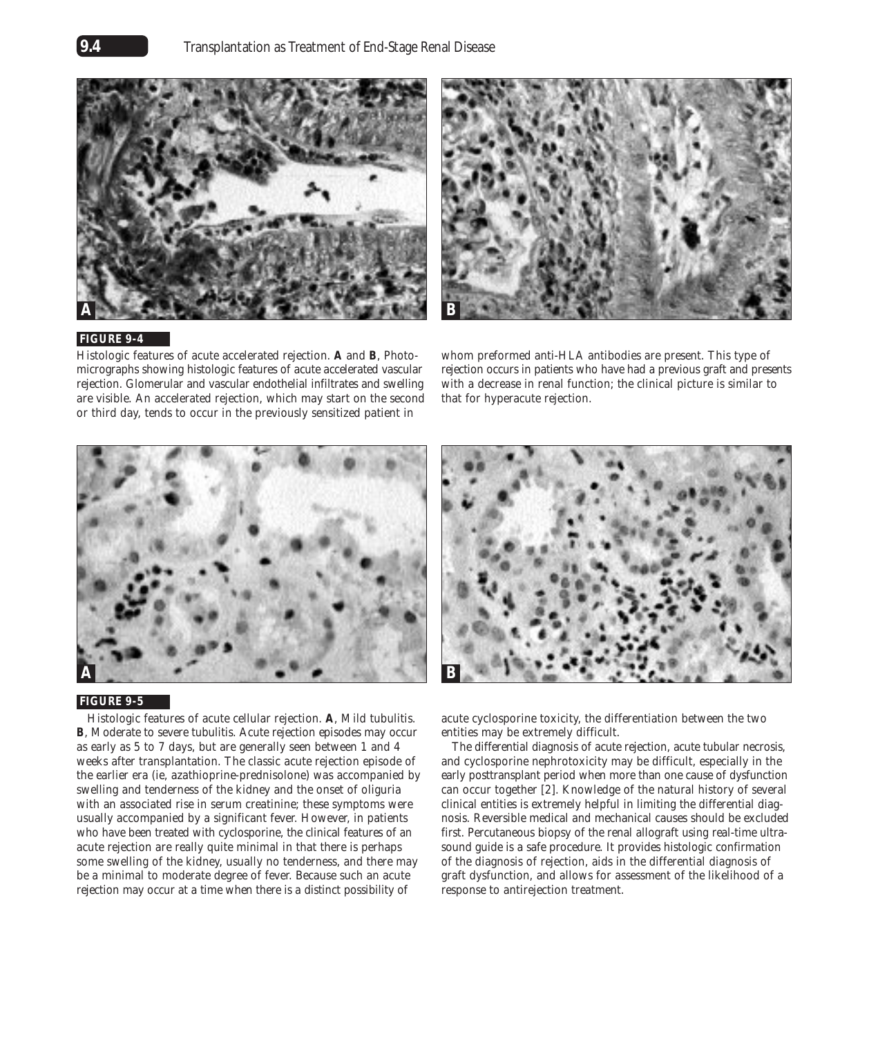**FIGURE 9-4**

Histologic features of acute accelerated rejection. **A** and **B**, Photomicrographs showing histologic features of acute accelerated vascular rejection. Glomerular and vascular endothelial infiltrates and swelling are visible. An accelerated rejection, which may start on the second or third day, tends to occur in the previously sensitized patient in whom preformed anti-HLA antibodies are present. This type of rejection occurs in patients who have had a previous graft and presents with a decrease in renal function; the clinical picture is similar to that for hyperacute rejection.

**FIGURE 9-5**

Histologic features of acute cellular rejection. **A**, Mild tubulitis. **B**, Moderate to severe tubulitis. Acute rejection episodes may occur as early as 5 to 7 days, but are generally seen between 1 and 4 weeks after transplantation. The classic acute rejection episode of the earlier era (ie, azathioprine-prednisolone) was accompanied by swelling and tenderness of the kidney and the onset of oliguria with an associated rise in serum creatinine; these symptoms were usually accompanied by a significant fever. However, in patients who have been treated with cyclosporine, the clinical features of an acute rejection are really quite minimal in that there is perhaps some swelling of the kidney, usually no tenderness, and there may be a minimal to moderate degree of fever. Because such an acute rejection may occur at a time when there is a distinct possibility of acute cyclosporine toxicity, the differentiation between the two entities may be extremely difficult.

The differential diagnosis of acute rejection, acute tubular necrosis, and cyclosporine nephrotoxicity may be difficult, especially in the early posttransplant period when more than one cause of dysfunction can occur together [2]. Knowledge of the natural history of several clinical entities is extremely helpful in limiting the differential diagnosis. Reversible medical and mechanical causes should be excluded first. Percutaneous biopsy of the renal allograft using real-time ultrasound guide is a safe procedure. It provides histologic confirmation of the diagnosis of rejection, aids in the differential diagnosis of graft dysfunction, and allows for assessment of the likelihood of a response to antirejection treatment.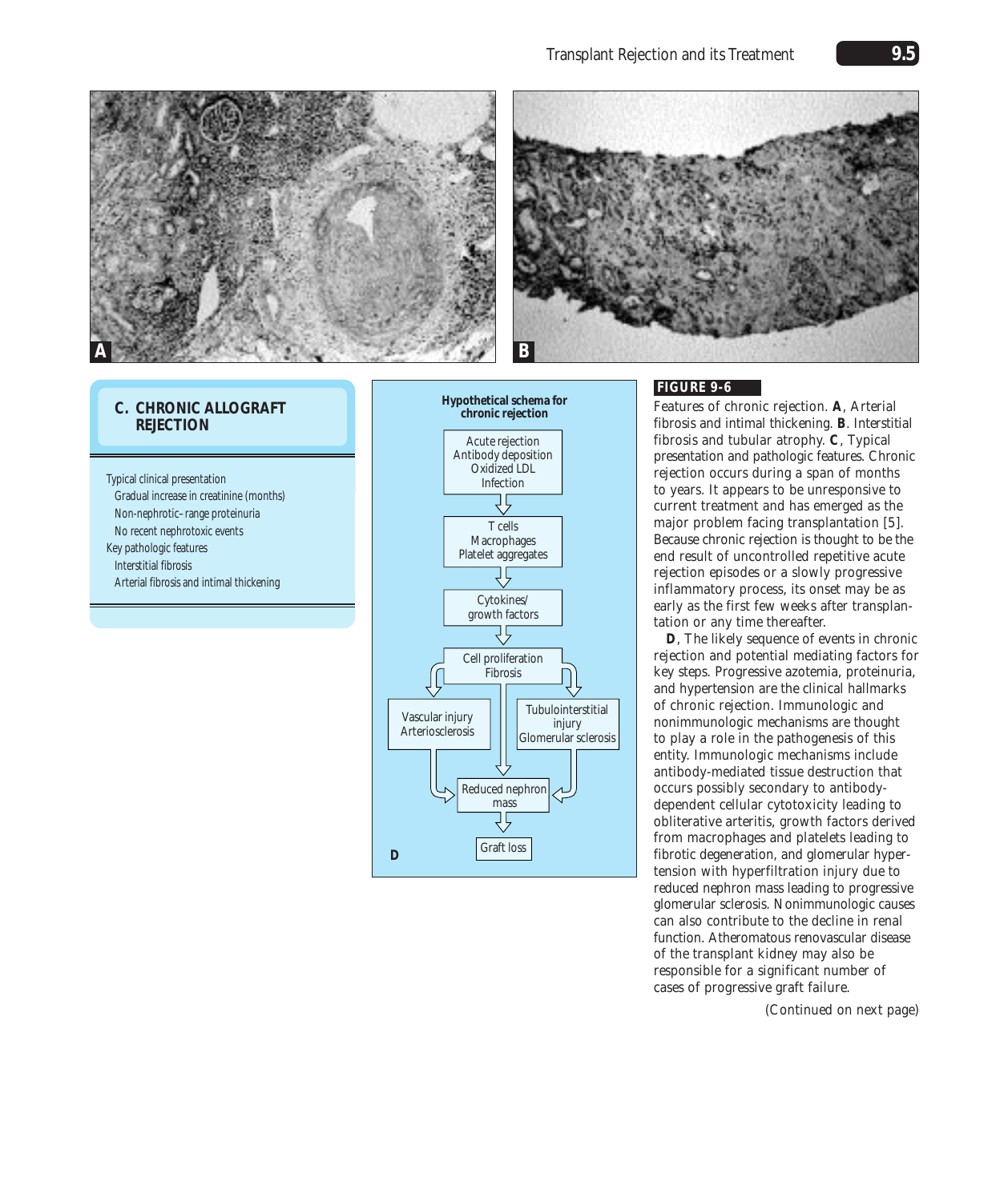## C. CHRONIC ALLOGRAFT REJECTION

Typical clinical presentation
- Gradual increase in creatinine (months)
- Non-nephrotic–range proteinuria
- No recent nephrotoxic events

Key pathologic features
- Interstitial fibrosis
- Arterial fibrosis and intimal thickening

**Hypothetical schema for chronic rejection**

Acute rejection / Antibody deposition / Oxidized LDL / Infection → T cells / Macrophages / Platelet aggregates → Cytokines/growth factors → Cell proliferation / Fibrosis → Vascular injury / Arteriosclerosis; Tubulointerstitial injury / Glomerular sclerosis → Reduced nephron mass → Graft loss

D

**FIGURE 9-6**

Features of chronic rejection. **A**, Arterial fibrosis and intimal thickening. **B**. Interstitial fibrosis and tubular atrophy. **C**, Typical presentation and pathologic features. Chronic rejection occurs during a span of months to years. It appears to be unresponsive to current treatment and has emerged as the major problem facing transplantation [5]. Because chronic rejection is thought to be the end result of uncontrolled repetitive acute rejection episodes or a slowly progressive inflammatory process, its onset may be as early as the first few weeks after transplantation or any time thereafter.

**D**, The likely sequence of events in chronic rejection and potential mediating factors for key steps. Progressive azotemia, proteinuria, and hypertension are the clinical hallmarks of chronic rejection. Immunologic and nonimmunologic mechanisms are thought to play a role in the pathogenesis of this entity. Immunologic mechanisms include antibody-mediated tissue destruction that occurs possibly secondary to antibody-dependent cellular cytotoxicity leading to obliterative arteritis, growth factors derived from macrophages and platelets leading to fibrotic degeneration, and glomerular hypertension with hyperfiltration injury due to reduced nephron mass leading to progressive glomerular sclerosis. Nonimmunologic causes can also contribute to the decline in renal function. Atheromatous renovascular disease of the transplant kidney may also be responsible for a significant number of cases of progressive graft failure.

*(Continued on next page)*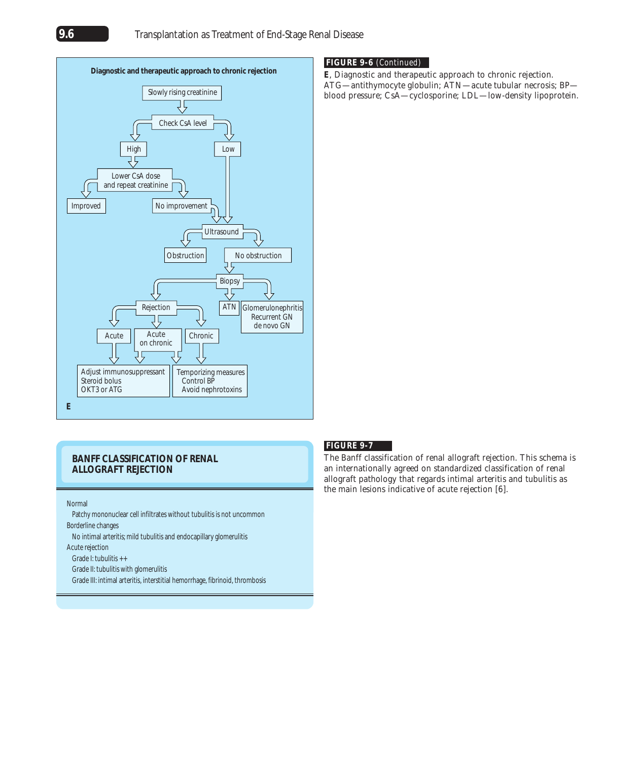**Diagnostic and therapeutic approach to chronic rejection**

- Slowly rising creatinine
  - Check CsA level
    - High
      - Lower CsA dose and repeat creatinine
        - Improved
        - No improvement → Ultrasound
    - Low → Ultrasound
      - Obstruction
      - No obstruction
        - Biopsy
          - Rejection
            - Acute → Adjust immunosuppressant, Steroid bolus, OKT3 or ATG
            - Acute on chronic → Adjust immunosuppressant, Steroid bolus, OKT3 or ATG; Temporizing measures, Control BP, Avoid nephrotoxins
            - Chronic → Temporizing measures, Control BP, Avoid nephrotoxins
          - ATN
          - Glomerulonephritis, Recurrent GN, de novo GN

E

**FIGURE 9-6** (Continued)

**E**, Diagnostic and therapeutic approach to chronic rejection. ATG—antithymocyte globulin; ATN—acute tubular necrosis; BP—blood pressure; CsA—cyclosporine; LDL—low-density lipoprotein.

## BANFF CLASSIFICATION OF RENAL ALLOGRAFT REJECTION

Normal
- Patchy mononuclear cell infiltrates without tubulitis is not uncommon

Borderline changes
- No intimal arteritis; mild tubulitis and endocapillary glomerulitis

Acute rejection
- Grade I: tubulitis ++
- Grade II: tubulitis with glomerulitis
- Grade III: intimal arteritis, interstitial hemorrhage, fibrinoid, thrombosis

**FIGURE 9-7**

The Banff classification of renal allograft rejection. This schema is an internationally agreed on standardized classification of renal allograft pathology that regards intimal arteritis and tubulitis as the main lesions indicative of acute rejection [6].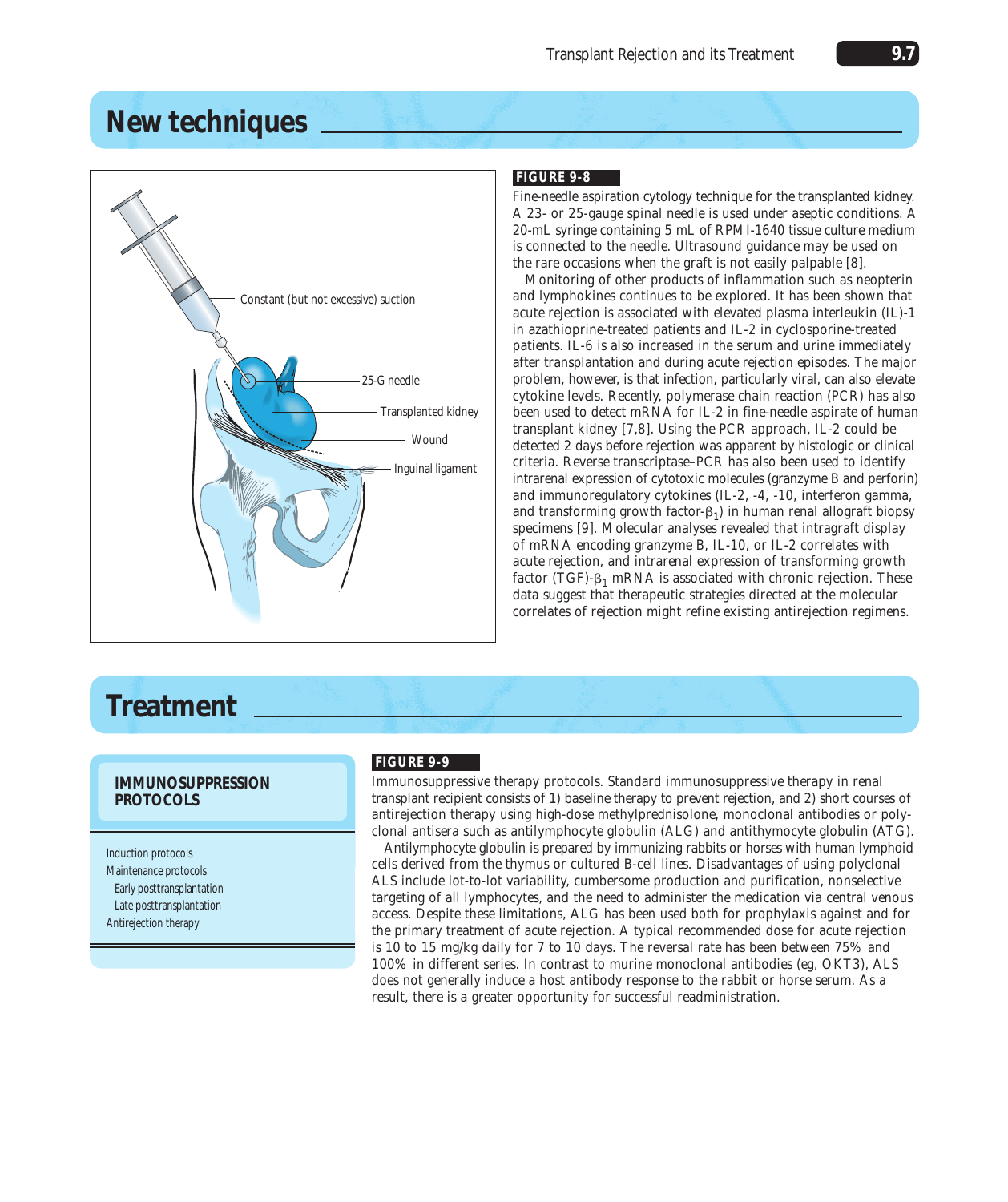## New techniques

**FIGURE 9-8**

Fine-needle aspiration cytology technique for the transplanted kidney. A 23- or 25-gauge spinal needle is used under aseptic conditions. A 20-mL syringe containing 5 mL of RPMI-1640 tissue culture medium is connected to the needle. Ultrasound guidance may be used on the rare occasions when the graft is not easily palpable [8].

Monitoring of other products of inflammation such as neopterin and lymphokines continues to be explored. It has been shown that acute rejection is associated with elevated plasma interleukin (IL)-1 in azathioprine-treated patients and IL-2 in cyclosporine-treated patients. IL-6 is also increased in the serum and urine immediately after transplantation and during acute rejection episodes. The major problem, however, is that infection, particularly viral, can also elevate cytokine levels. Recently, polymerase chain reaction (PCR) has also been used to detect mRNA for IL-2 in fine-needle aspirate of human transplant kidney [7,8]. Using the PCR approach, IL-2 could be detected 2 days before rejection was apparent by histologic or clinical criteria. Reverse transcriptase–PCR has also been used to identify intrarenal expression of cytotoxic molecules (granzyme B and perforin) and immunoregulatory cytokines (IL-2, -4, -10, interferon gamma, and transforming growth factor-$\beta_1$) in human renal allograft biopsy specimens [9]. Molecular analyses revealed that intragraft display of mRNA encoding granzyme B, IL-10, or IL-2 correlates with acute rejection, and intrarenal expression of transforming growth factor (TGF)-$\beta_1$ mRNA is associated with chronic rejection. These data suggest that therapeutic strategies directed at the molecular correlates of rejection might refine existing antirejection regimens.

## Treatment

**IMMUNOSUPPRESSION PROTOCOLS**

Induction protocols
Maintenance protocols
- Early posttransplantation
- Late posttransplantation

Antirejection therapy

**FIGURE 9-9**

Immunosuppressive therapy protocols. Standard immunosuppressive therapy in renal transplant recipient consists of 1) baseline therapy to prevent rejection, and 2) short courses of antirejection therapy using high-dose methylprednisolone, monoclonal antibodies or polyclonal antisera such as antilymphocyte globulin (ALG) and antithymocyte globulin (ATG).

Antilymphocyte globulin is prepared by immunizing rabbits or horses with human lymphoid cells derived from the thymus or cultured B-cell lines. Disadvantages of using polyclonal ALS include lot-to-lot variability, cumbersome production and purification, nonselective targeting of all lymphocytes, and the need to administer the medication via central venous access. Despite these limitations, ALG has been used both for prophylaxis against and for the primary treatment of acute rejection. A typical recommended dose for acute rejection is 10 to 15 mg/kg daily for 7 to 10 days. The reversal rate has been between 75% and 100% in different series. In contrast to murine monoclonal antibodies (eg, OKT3), ALS does not generally induce a host antibody response to the rabbit or horse serum. As a result, there is a greater opportunity for successful readministration.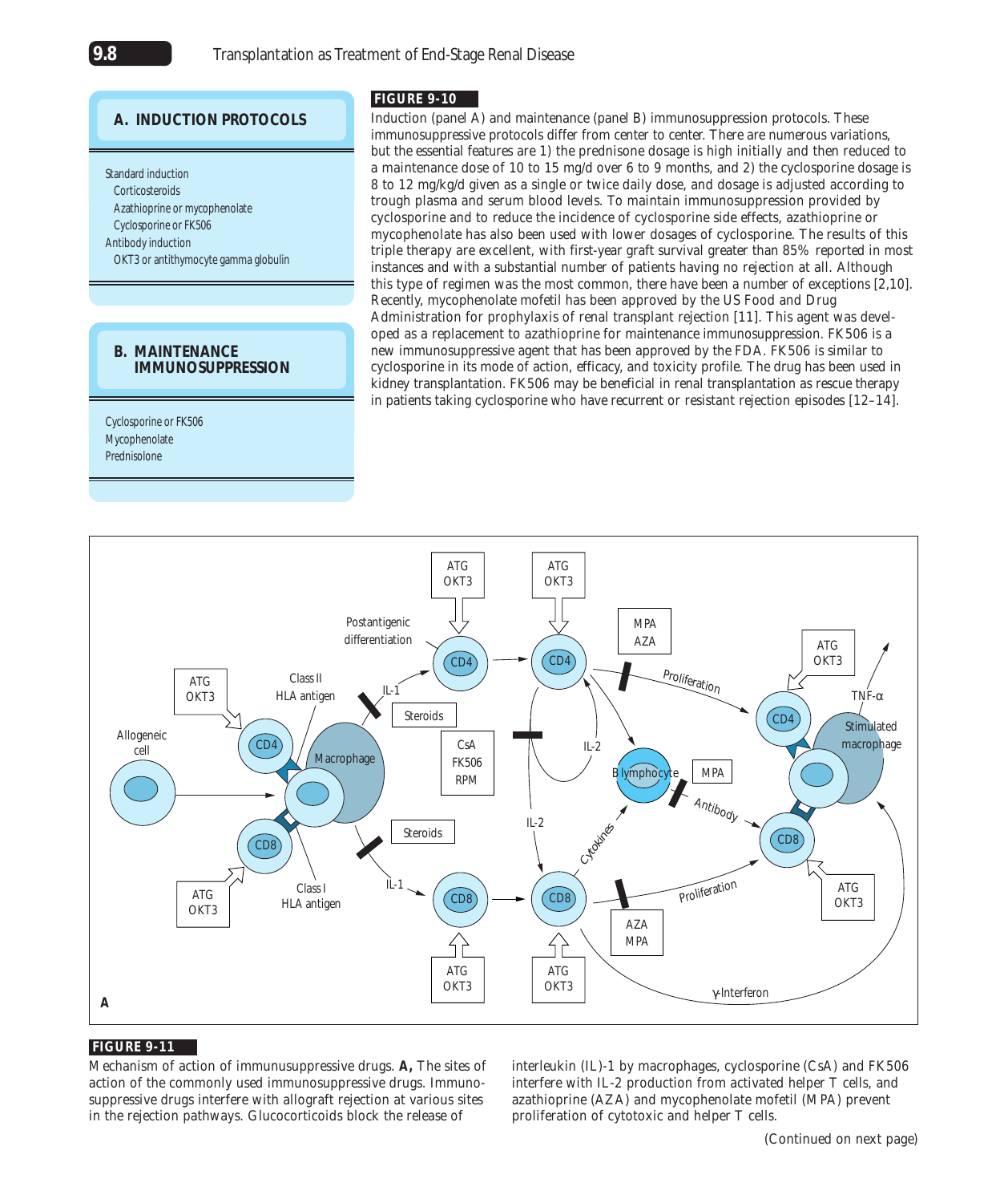### A. INDUCTION PROTOCOLS

Standard induction
- Corticosteroids
- Azathioprine or mycophenolate
- Cyclosporine or FK506

Antibody induction
- OKT3 or antithymocyte gamma globulin

### B. MAINTENANCE IMMUNOSUPPRESSION

- Cyclosporine or FK506
- Mycophenolate
- Prednisolone

**FIGURE 9-10**

Induction (panel A) and maintenance (panel B) immunosuppression protocols. These immunosuppressive protocols differ from center to center. There are numerous variations, but the essential features are 1) the prednisone dosage is high initially and then reduced to a maintenance dose of 10 to 15 mg/d over 6 to 9 months, and 2) the cyclosporine dosage is 8 to 12 mg/kg/d given as a single or twice daily dose, and dosage is adjusted according to trough plasma and serum blood levels. To maintain immunosuppression provided by cyclosporine and to reduce the incidence of cyclosporine side effects, azathioprine or mycophenolate has also been used with lower dosages of cyclosporine. The results of this triple therapy are excellent, with first-year graft survival greater than 85% reported in most instances and with a substantial number of patients having no rejection at all. Although this type of regimen was the most common, there have been a number of exceptions [2,10]. Recently, mycophenolate mofetil has been approved by the US Food and Drug Administration for prophylaxis of renal transplant rejection [11]. This agent was developed as a replacement to azathioprine for maintenance immunosuppression. FK506 is a new immunosuppressive agent that has been approved by the FDA. FK506 is similar to cyclosporine in its mode of action, efficacy, and toxicity profile. The drug has been used in kidney transplantation. FK506 may be beneficial in renal transplantation as rescue therapy in patients taking cyclosporine who have recurrent or resistant rejection episodes [12–14].

**FIGURE 9-11**

Mechanism of action of immunusuppressive drugs. **A,** The sites of action of the commonly used immunosuppressive drugs. Immunosuppressive drugs interfere with allograft rejection at various sites in the rejection pathways. Glucocorticoids block the release of interleukin (IL)-1 by macrophages, cyclosporine (CsA) and FK506 interfere with IL-2 production from activated helper T cells, and azathioprine (AZA) and mycophenolate mofetil (MPA) prevent proliferation of cytotoxic and helper T cells.

(Continued on next page)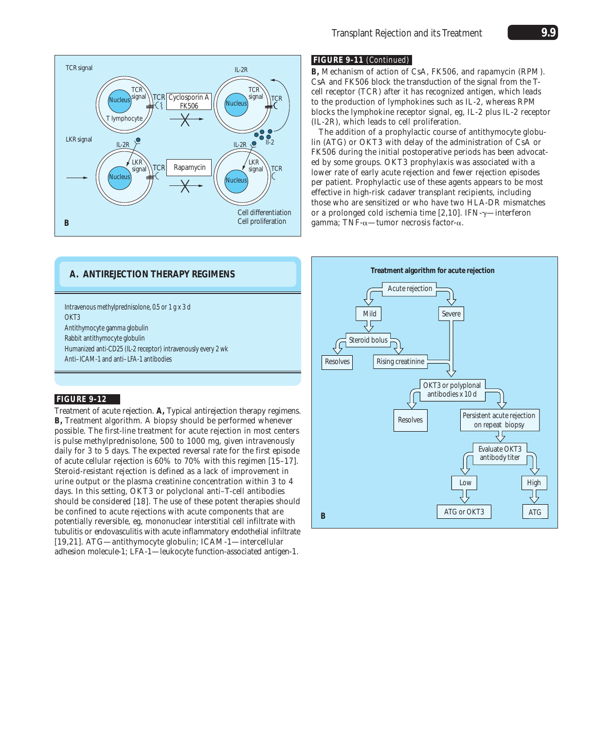**FIGURE 9-11** (Continued)

**B,** Mechanism of action of CsA, FK506, and rapamycin (RPM). CsA and FK506 block the transduction of the signal from the T-cell receptor (TCR) after it has recognized antigen, which leads to the production of lymphokines such as IL-2, whereas RPM blocks the lymphokine receptor signal, eg, IL-2 plus IL-2 receptor (IL-2R), which leads to cell proliferation.

The addition of a prophylactic course of antithymocyte globulin (ATG) or OKT3 with delay of the administration of CsA or FK506 during the initial postoperative periods has been advocated by some groups. OKT3 prophylaxis was associated with a lower rate of early acute rejection and fewer rejection episodes per patient. Prophylactic use of these agents appears to be most effective in high-risk cadaver transplant recipients, including those who are sensitized or who have two HLA-DR mismatches or a prolonged cold ischemia time [2,10]. IFN-γ—interferon gamma; TNF-α—tumor necrosis factor-α.

## A. ANTIREJECTION THERAPY REGIMENS

Intravenous methylprednisolone, 0.5 or 1 g x 3 d
OKT3
Antithymocyte gamma globulin
Rabbit antithymocyte globulin
Humanized anti-CD25 (IL-2 receptor) intravenously every 2 wk
Anti–ICAM-1 and anti–LFA-1 antibodies

**FIGURE 9-12**

Treatment of acute rejection. **A,** Typical antirejection therapy regimens. **B,** Treatment algorithm. A biopsy should be performed whenever possible. The first-line treatment for acute rejection in most centers is pulse methylprednisolone, 500 to 1000 mg, given intravenously daily for 3 to 5 days. The expected reversal rate for the first episode of acute cellular rejection is 60% to 70% with this regimen [15–17]. Steroid-resistant rejection is defined as a lack of improvement in urine output or the plasma creatinine concentration within 3 to 4 days. In this setting, OKT3 or polyclonal anti–T-cell antibodies should be considered [18]. The use of these potent therapies should be confined to acute rejections with acute components that are potentially reversible, eg, mononuclear interstitial cell infiltrate with tubulitis or endovasculitis with acute inflammatory endothelial infiltrate [19,21]. ATG—antithymocyte globulin; ICAM-1—intercellular adhesion molecule-1; LFA-1—leukocyte function-associated antigen-1.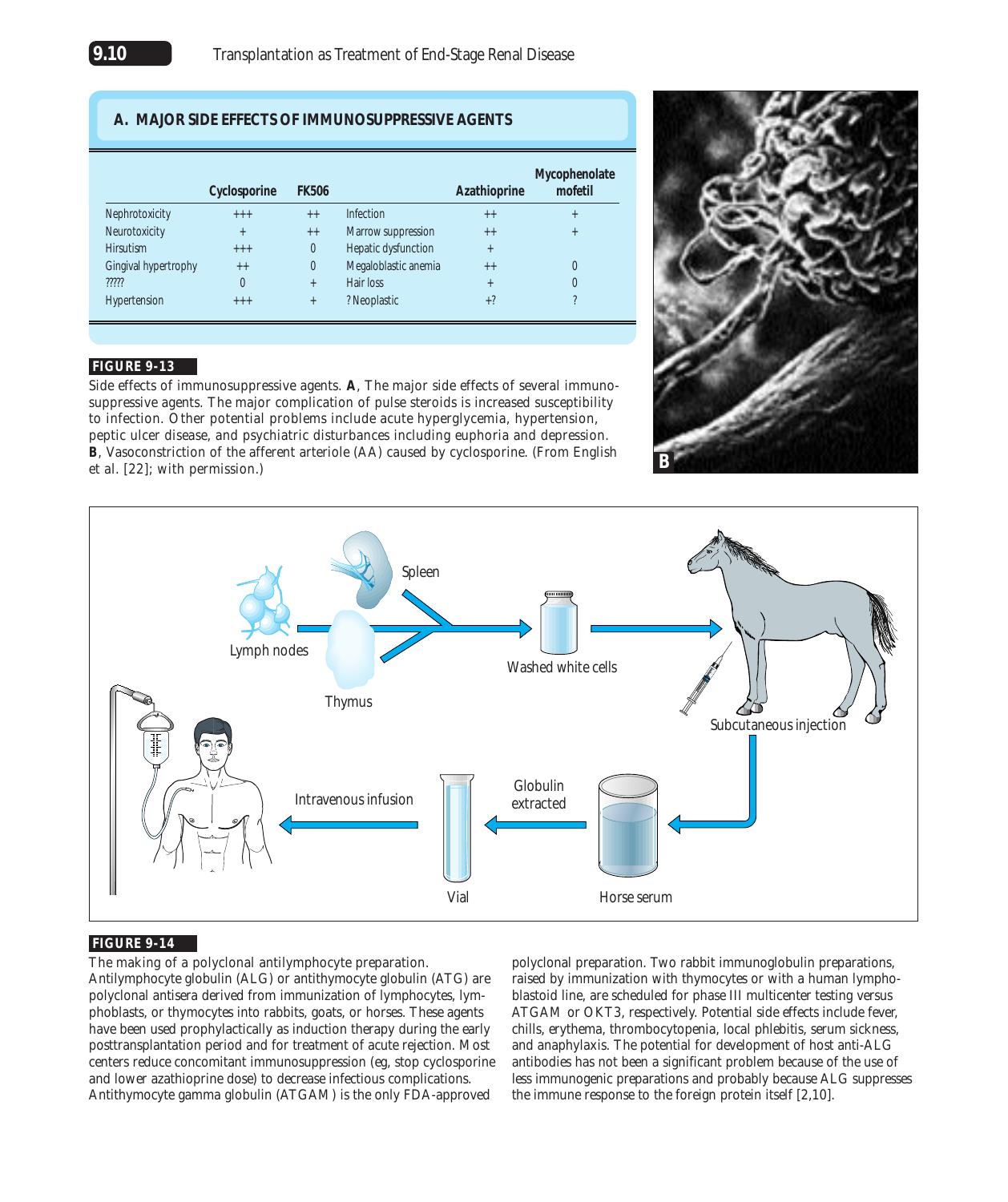## A. MAJOR SIDE EFFECTS OF IMMUNOSUPPRESSIVE AGENTS

| | Cyclosporine | FK506 | | Azathioprine | Mycophenolate mofetil |
|---|---|---|---|---|---|
| Nephrotoxicity | +++ | ++ | Infection | ++ | + |
| Neurotoxicity | + | ++ | Marrow suppression | ++ | + |
| Hirsutism | +++ | 0 | Hepatic dysfunction | + | |
| Gingival hypertrophy | ++ | 0 | Megaloblastic anemia | ++ | 0 |
| ????? | 0 | + | Hair loss | + | 0 |
| Hypertension | +++ | + | ? Neoplastic | +? | ? |

**FIGURE 9-13**

Side effects of immunosuppressive agents. **A**, The major side effects of several immunosuppressive agents. The major complication of pulse steroids is increased susceptibility to infection. Other potential problems include acute hyperglycemia, hypertension, peptic ulcer disease, and psychiatric disturbances including euphoria and depression. **B**, Vasoconstriction of the afferent arteriole (AA) caused by cyclosporine. (From English et al. [22]; with permission.)

**FIGURE 9-14**

The making of a polyclonal antilymphocyte preparation. Antilymphocyte globulin (ALG) or antithymocyte globulin (ATG) are polyclonal antisera derived from immunization of lymphocytes, lymphoblasts, or thymocytes into rabbits, goats, or horses. These agents have been used prophylactically as induction therapy during the early posttransplantation period and for treatment of acute rejection. Most centers reduce concomitant immunosuppression (eg, stop cyclosporine and lower azathioprine dose) to decrease infectious complications. Antithymocyte gamma globulin (ATGAM) is the only FDA-approved polyclonal preparation. Two rabbit immunoglobulin preparations, raised by immunization with thymocytes or with a human lymphoblastoid line, are scheduled for phase III multicenter testing versus ATGAM or OKT3, respectively. Potential side effects include fever, chills, erythema, thrombocytopenia, local phlebitis, serum sickness, and anaphylaxis. The potential for development of host anti-ALG antibodies has not been a significant problem because of the use of less immunogenic preparations and probably because ALG suppresses the immune response to the foreign protein itself [2,10].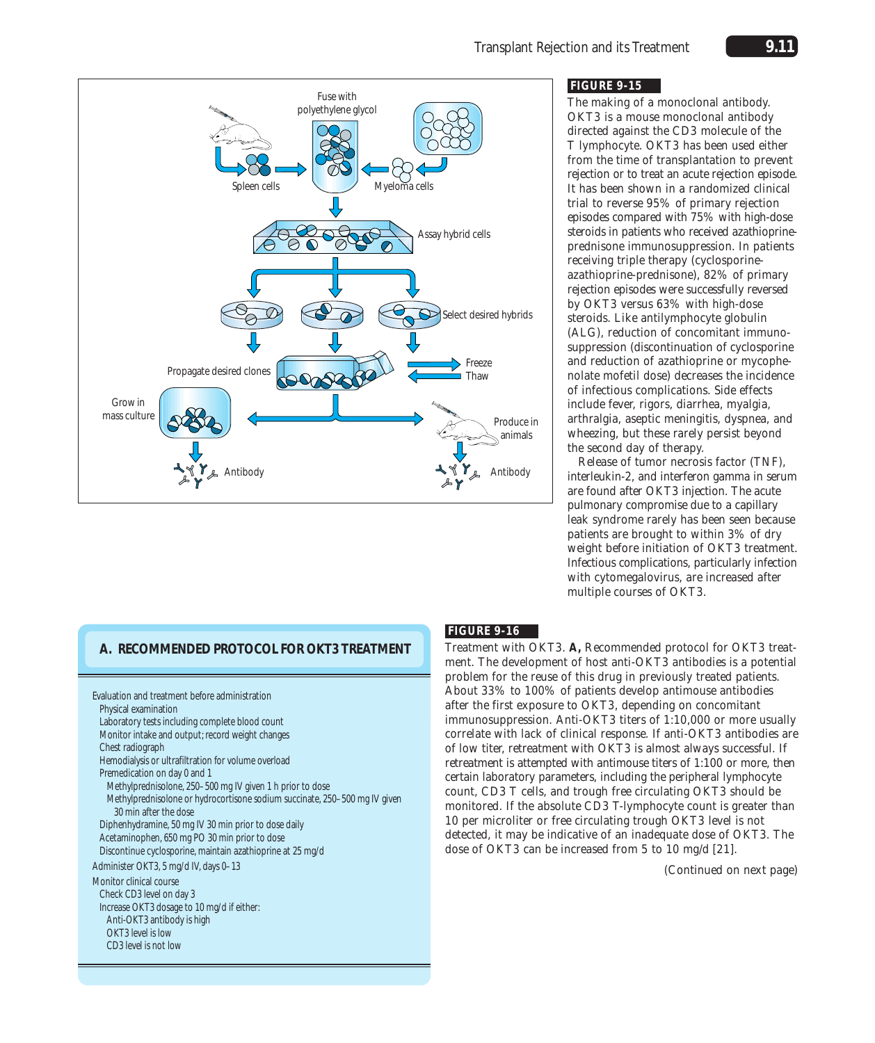Fuse with polyethylene glycol

Spleen cells

Myeloma cells

Assay hybrid cells

Select desired hybrids

Propagate desired clones

Freeze

Thaw

Grow in mass culture

Produce in animals

Antibody

Antibody

**FIGURE 9-15**

The making of a monoclonal antibody. OKT3 is a mouse monoclonal antibody directed against the CD3 molecule of the T lymphocyte. OKT3 has been used either from the time of transplantation to prevent rejection or to treat an acute rejection episode. It has been shown in a randomized clinical trial to reverse 95% of primary rejection episodes compared with 75% with high-dose steroids in patients who received azathioprine-prednisone immunosuppression. In patients receiving triple therapy (cyclosporine-azathioprine-prednisone), 82% of primary rejection episodes were successfully reversed by OKT3 versus 63% with high-dose steroids. Like antilymphocyte globulin (ALG), reduction of concomitant immunosuppression (discontinuation of cyclosporine and reduction of azathioprine or mycophenolate mofetil dose) decreases the incidence of infectious complications. Side effects include fever, rigors, diarrhea, myalgia, arthralgia, aseptic meningitis, dyspnea, and wheezing, but these rarely persist beyond the second day of therapy.

Release of tumor necrosis factor (TNF), interleukin-2, and interferon gamma in serum are found after OKT3 injection. The acute pulmonary compromise due to a capillary leak syndrome rarely has been seen because patients are brought to within 3% of dry weight before initiation of OKT3 treatment. Infectious complications, particularly infection with cytomegalovirus, are increased after multiple courses of OKT3.

## A. RECOMMENDED PROTOCOL FOR OKT3 TREATMENT

- Evaluation and treatment before administration
  - Physical examination
  - Laboratory tests including complete blood count
  - Monitor intake and output; record weight changes
  - Chest radiograph
  - Hemodialysis or ultrafiltration for volume overload
  - Premedication on day 0 and 1
    - Methylprednisolone, 250–500 mg IV given 1 h prior to dose
    - Methylprednisolone or hydrocortisone sodium succinate, 250–500 mg IV given 30 min after the dose
  - Diphenhydramine, 50 mg IV 30 min prior to dose daily
  - Acetaminophen, 650 mg PO 30 min prior to dose
  - Discontinue cyclosporine, maintain azathioprine at 25 mg/d
- Administer OKT3, 5 mg/d IV, days 0–13
- Monitor clinical course
  - Check CD3 level on day 3
  - Increase OKT3 dosage to 10 mg/d if either:
    - Anti-OKT3 antibody is high
    - OKT3 level is low
    - CD3 level is not low

**FIGURE 9-16**

Treatment with OKT3. **A,** Recommended protocol for OKT3 treatment. The development of host anti-OKT3 antibodies is a potential problem for the reuse of this drug in previously treated patients. About 33% to 100% of patients develop antimouse antibodies after the first exposure to OKT3, depending on concomitant immunosuppression. Anti-OKT3 titers of 1:10,000 or more usually correlate with lack of clinical response. If anti-OKT3 antibodies are of low titer, retreatment with OKT3 is almost always successful. If retreatment is attempted with antimouse titers of 1:100 or more, then certain laboratory parameters, including the peripheral lymphocyte count, CD3 T cells, and trough free circulating OKT3 should be monitored. If the absolute CD3 T-lymphocyte count is greater than 10 per microliter or free circulating trough OKT3 level is not detected, it may be indicative of an inadequate dose of OKT3. The dose of OKT3 can be increased from 5 to 10 mg/d [21].

*(Continued on next page)*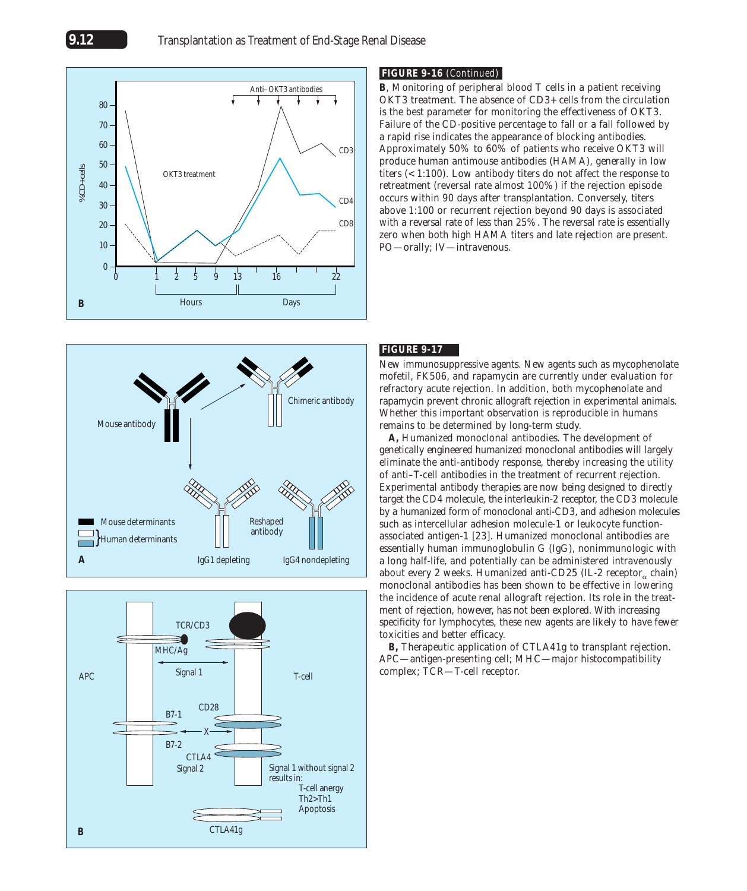**FIGURE 9-16** (Continued)

**B**, Monitoring of peripheral blood T cells in a patient receiving OKT3 treatment. The absence of CD3+ cells from the circulation is the best parameter for monitoring the effectiveness of OKT3. Failure of the CD-positive percentage to fall or a fall followed by a rapid rise indicates the appearance of blocking antibodies. Approximately 50% to 60% of patients who receive OKT3 will produce human antimouse antibodies (HAMA), generally in low titers (< 1:100). Low antibody titers do not affect the response to retreatment (reversal rate almost 100%) if the rejection episode occurs within 90 days after transplantation. Conversely, titers above 1:100 or recurrent rejection beyond 90 days is associated with a reversal rate of less than 25%. The reversal rate is essentially zero when both high HAMA titers and late rejection are present. PO—orally; IV—intravenous.

**FIGURE 9-17**

New immunosuppressive agents. New agents such as mycophenolate mofetil, FK506, and rapamycin are currently under evaluation for refractory acute rejection. In addition, both mycophenolate and rapamycin prevent chronic allograft rejection in experimental animals. Whether this important observation is reproducible in humans remains to be determined by long-term study.

**A,** Humanized monoclonal antibodies. The development of genetically engineered humanized monoclonal antibodies will largely eliminate the anti-antibody response, thereby increasing the utility of anti–T-cell antibodies in the treatment of recurrent rejection. Experimental antibody therapies are now being designed to directly target the CD4 molecule, the interleukin-2 receptor, the CD3 molecule by a humanized form of monoclonal anti-CD3, and adhesion molecules such as intercellular adhesion molecule-1 or leukocyte function-associated antigen-1 [23]. Humanized monoclonal antibodies are essentially human immunoglobulin G (IgG), nonimmunologic with a long half-life, and potentially can be administered intravenously about every 2 weeks. Humanized anti-CD25 (IL-2 receptor$_{\alpha}$ chain) monoclonal antibodies has been shown to be effective in lowering the incidence of acute renal allograft rejection. Its role in the treatment of rejection, however, has not been explored. With increasing specificity for lymphocytes, these new agents are likely to have fewer toxicities and better efficacy.

**B,** Therapeutic application of CTLA41g to transplant rejection. APC—antigen-presenting cell; MHC—major histocompatibility complex; TCR—T-cell receptor.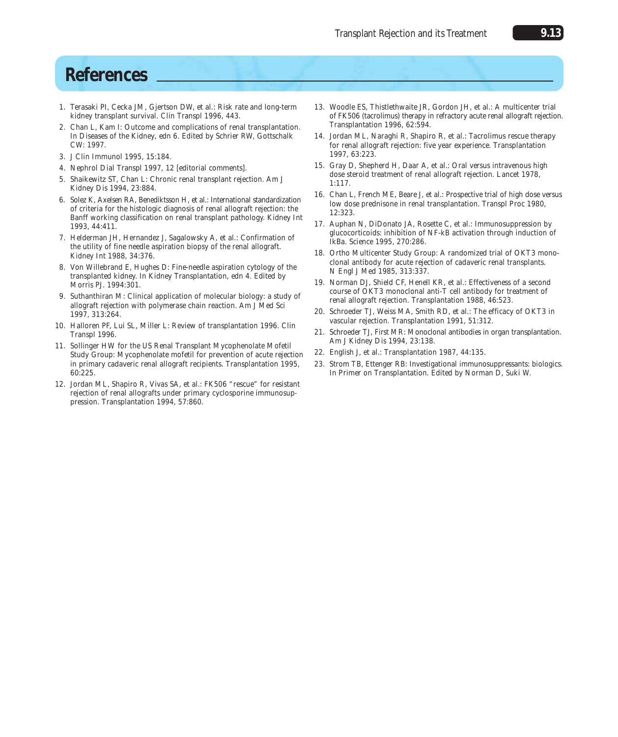# References

1. Terasaki PI, Cecka JM, Gjertson DW, et al.: Risk rate and long-term kidney transplant survival. Clin Transpl 1996, 443.
2. Chan L, Kam I: Outcome and complications of renal transplantation. In Diseases of the Kidney, edn 6. Edited by Schrier RW, Gottschalk CW: 1997.
3. J Clin Immunol 1995, 15:184.
4. Nephrol Dial Transpl 1997, 12 [editorial comments].
5. Shaikewitz ST, Chan L: Chronic renal transplant rejection. Am J Kidney Dis 1994, 23:884.
6. Solez K, Axelsen RA, Benediktsson H, et al.: International standardization of criteria for the histologic diagnosis of renal allograft rejection: the Banff working classification on renal transplant pathology. Kidney Int 1993, 44:411.
7. Helderman JH, Hernandez J, Sagalowsky A, et al.: Confirmation of the utility of fine needle aspiration biopsy of the renal allograft. Kidney Int 1988, 34:376.
8. Von Willebrand E, Hughes D: Fine-needle aspiration cytology of the transplanted kidney. In Kidney Transplantation, edn 4. Edited by Morris PJ. 1994:301.
9. Suthanthiran M: Clinical application of molecular biology: a study of allograft rejection with polymerase chain reaction. Am J Med Sci 1997, 313:264.
10. Halloren PF, Lui SL, Miller L: Review of transplantation 1996. Clin Transpl 1996.
11. Sollinger HW for the US Renal Transplant Mycophenolate Mofetil Study Group: Mycophenolate mofetil for prevention of acute rejection in primary cadaveric renal allograft recipients. Transplantation 1995, 60:225.
12. Jordan ML, Shapiro R, Vivas SA, et al.: FK506 "rescue" for resistant rejection of renal allografts under primary cyclosporine immunosuppression. Transplantation 1994, 57:860.
13. Woodle ES, Thistlethwaite JR, Gordon JH, et al.: A multicenter trial of FK506 (tacrolimus) therapy in refractory acute renal allograft rejection. Transplantation 1996, 62:594.
14. Jordan ML, Naraghi R, Shapiro R, et al.: Tacrolimus rescue therapy for renal allograft rejection: five year experience. Transplantation 1997, 63:223.
15. Gray D, Shepherd H, Daar A, et al.: Oral versus intravenous high dose steroid treatment of renal allograft rejection. Lancet 1978, 1:117.
16. Chan L, French ME, Beare J, et al.: Prospective trial of high dose versus low dose prednisone in renal transplantation. Transpl Proc 1980, 12:323.
17. Auphan N, DiDonato JA, Rosette C, et al.: Immunosuppression by glucocorticoids: inhibition of NF-kB activation through induction of IkBa. Science 1995, 270:286.
18. Ortho Multicenter Study Group: A randomized trial of OKT3 monoclonal antibody for acute rejection of cadaveric renal transplants. N Engl J Med 1985, 313:337.
19. Norman DJ, Shield CF, Henell KR, et al.: Effectiveness of a second course of OKT3 monoclonal anti-T cell antibody for treatment of renal allograft rejection. Transplantation 1988, 46:523.
20. Schroeder TJ, Weiss MA, Smith RD, et al.: The efficacy of OKT3 in vascular rejection. Transplantation 1991, 51:312.
21. Schroeder TJ, First MR: Monoclonal antibodies in organ transplantation. Am J Kidney Dis 1994, 23:138.
22. English J, et al.: Transplantation 1987, 44:135.
23. Strom TB, Ettenger RB: Investigational immunosuppressants: biologics. In Primer on Transplantation. Edited by Norman D, Suki W.